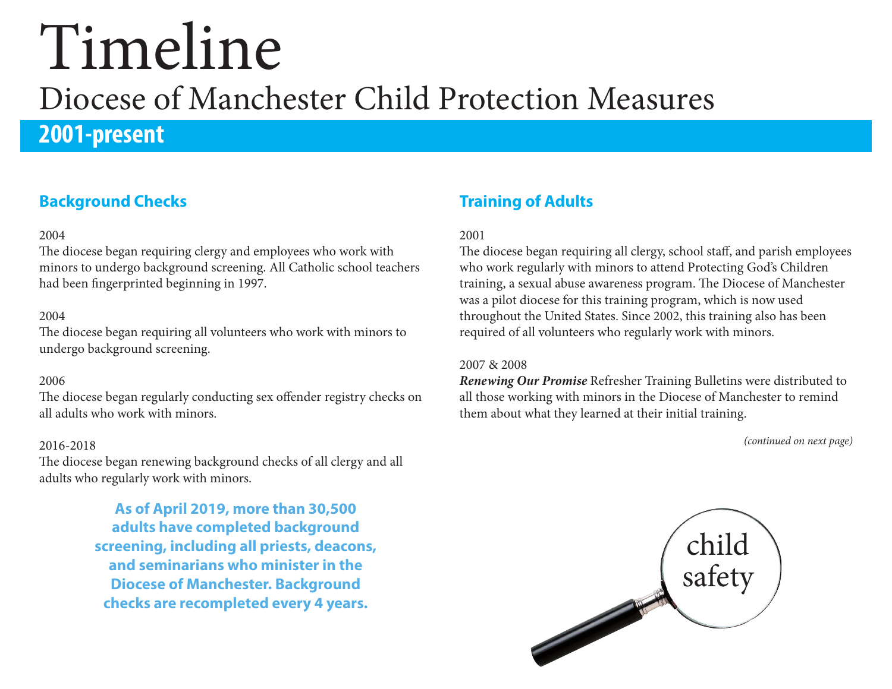# Timeline

## Diocese of Manchester Child Protection Measures

## 2001-present

### Background Checks

2004
The diocese began requiring clergy and employees who work with minors to undergo background screening. All Catholic school teachers had been fingerprinted beginning in 1997.

2004
The diocese began requiring all volunteers who work with minors to undergo background screening.

2006
The diocese began regularly conducting sex offender registry checks on all adults who work with minors.

2016-2018
The diocese began renewing background checks of all clergy and all adults who regularly work with minors.

**As of April 2019, more than 30,500 adults have completed background screening, including all priests, deacons, and seminarians who minister in the Diocese of Manchester. Background checks are recompleted every 4 years.**

### Training of Adults

2001
The diocese began requiring all clergy, school staff, and parish employees who work regularly with minors to attend Protecting God's Children training, a sexual abuse awareness program. The Diocese of Manchester was a pilot diocese for this training program, which is now used throughout the United States. Since 2002, this training also has been required of all volunteers who regularly work with minors.

2007 & 2008
***Renewing Our Promise*** Refresher Training Bulletins were distributed to all those working with minors in the Diocese of Manchester to remind them about what they learned at their initial training.

*(continued on next page)*

child safety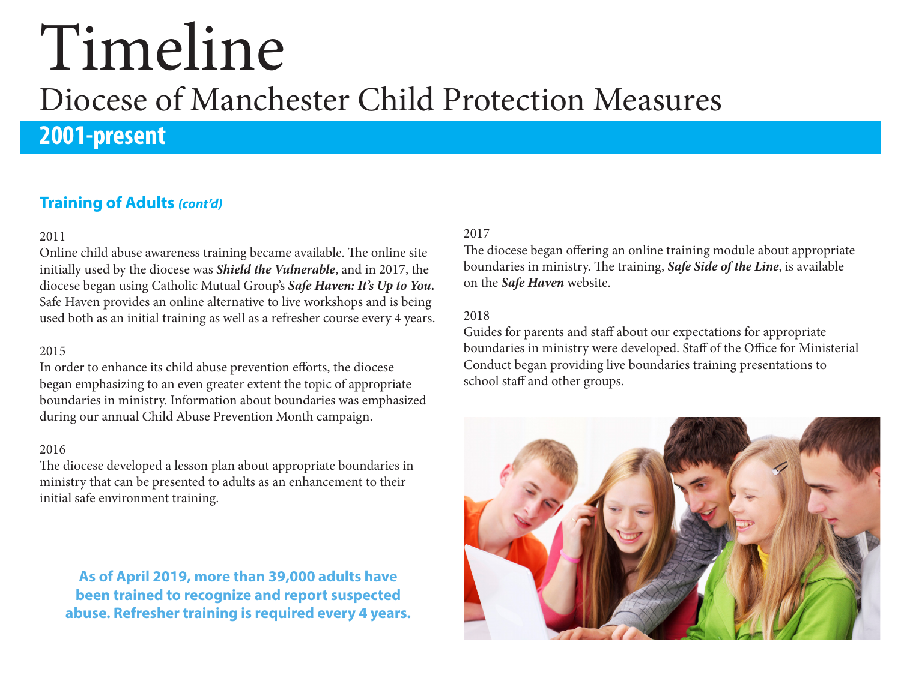# Timeline

## Diocese of Manchester Child Protection Measures

## 2001-present

### Training of Adults *(cont'd)*

2011
Online child abuse awareness training became available. The online site initially used by the diocese was ***Shield the Vulnerable***, and in 2017, the diocese began using Catholic Mutual Group's ***Safe Haven: It's Up to You.*** Safe Haven provides an online alternative to live workshops and is being used both as an initial training as well as a refresher course every 4 years.

2015
In order to enhance its child abuse prevention efforts, the diocese began emphasizing to an even greater extent the topic of appropriate boundaries in ministry. Information about boundaries was emphasized during our annual Child Abuse Prevention Month campaign.

2016
The diocese developed a lesson plan about appropriate boundaries in ministry that can be presented to adults as an enhancement to their initial safe environment training.

**As of April 2019, more than 39,000 adults have been trained to recognize and report suspected abuse. Refresher training is required every 4 years.**

2017
The diocese began offering an online training module about appropriate boundaries in ministry. The training, ***Safe Side of the Line***, is available on the ***Safe Haven*** website.

2018
Guides for parents and staff about our expectations for appropriate boundaries in ministry were developed. Staff of the Office for Ministerial Conduct began providing live boundaries training presentations to school staff and other groups.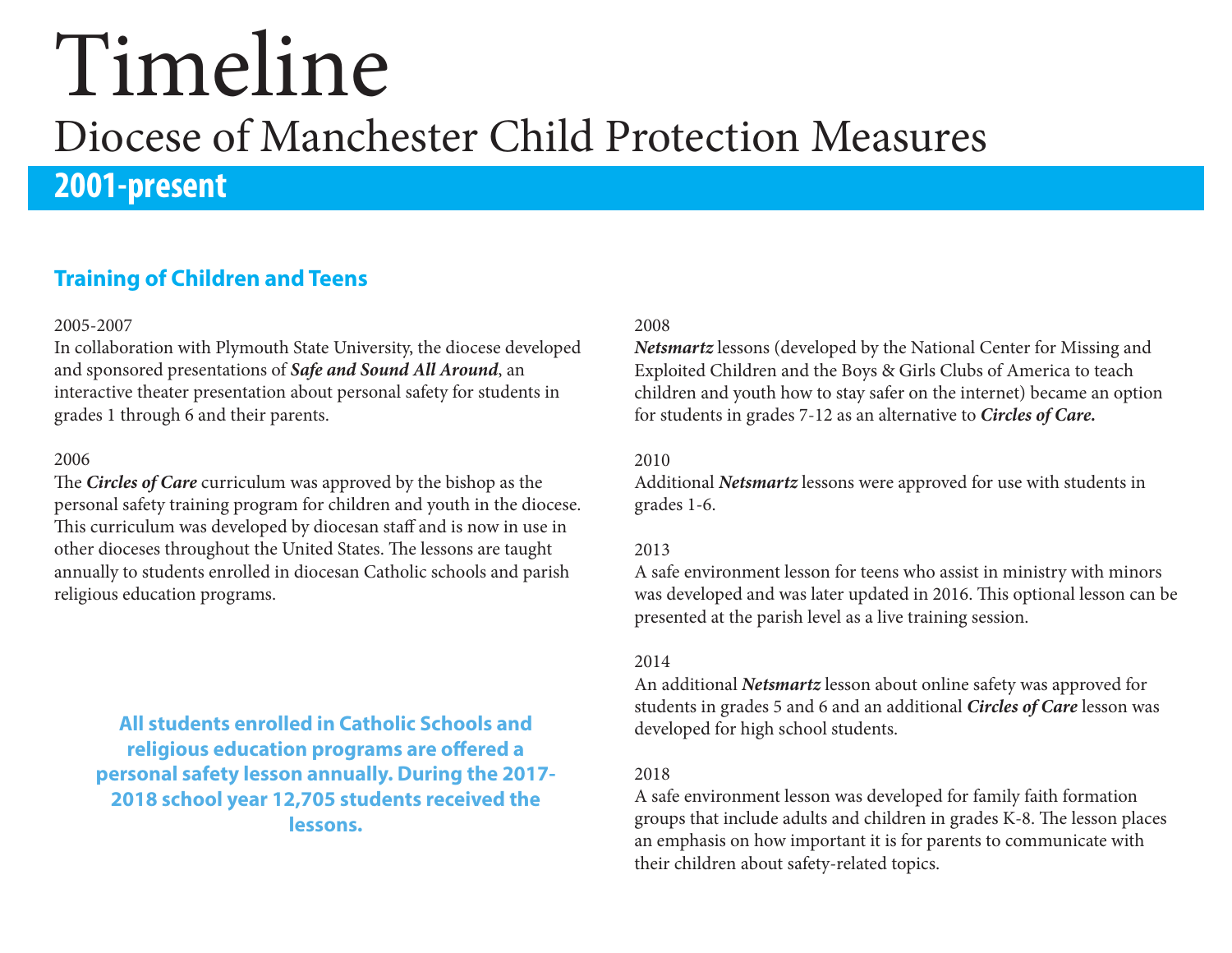# Timeline

## Diecese of Manchester Child Protection Measures

## 2001-present

### Training of Children and Teens

2005-2007
In collaboration with Plymouth State University, the diocese developed and sponsored presentations of ***Safe and Sound All Around***, an interactive theater presentation about personal safety for students in grades 1 through 6 and their parents.

2006
The ***Circles of Care*** curriculum was approved by the bishop as the personal safety training program for children and youth in the diocese. This curriculum was developed by diocesan staff and is now in use in other dioceses throughout the United States. The lessons are taught annually to students enrolled in diocesan Catholic schools and parish religious education programs.

**All students enrolled in Catholic Schools and religious education programs are offered a personal safety lesson annually. During the 2017-2018 school year 12,705 students received the lessons.**

2008
***Netsmartz*** lessons (developed by the National Center for Missing and Exploited Children and the Boys & Girls Clubs of America to teach children and youth how to stay safer on the internet) became an option for students in grades 7-12 as an alternative to ***Circles of Care.***

2010
Additional ***Netsmartz*** lessons were approved for use with students in grades 1-6.

2013
A safe environment lesson for teens who assist in ministry with minors was developed and was later updated in 2016. This optional lesson can be presented at the parish level as a live training session.

2014
An additional ***Netsmartz*** lesson about online safety was approved for students in grades 5 and 6 and an additional ***Circles of Care*** lesson was developed for high school students.

2018
A safe environment lesson was developed for family faith formation groups that include adults and children in grades K-8. The lesson places an emphasis on how important it is for parents to communicate with their children about safety-related topics.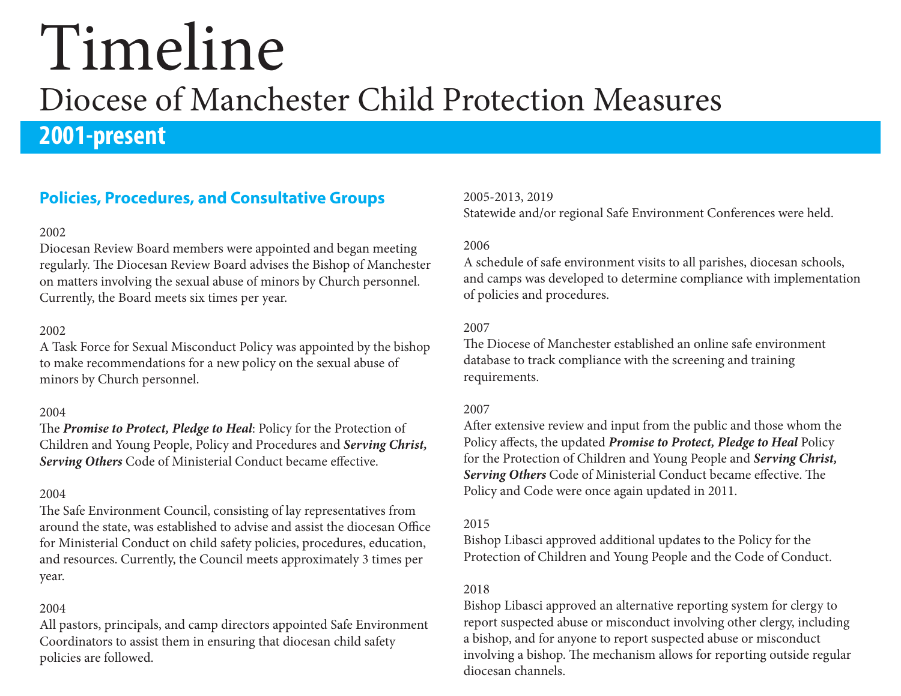# Timeline

## Diocese of Manchester Child Protection Measures

## 2001-present

### Policies, Procedures, and Consultative Groups

2002
Diocesan Review Board members were appointed and began meeting regularly. The Diocesan Review Board advises the Bishop of Manchester on matters involving the sexual abuse of minors by Church personnel. Currently, the Board meets six times per year.

2002
A Task Force for Sexual Misconduct Policy was appointed by the bishop to make recommendations for a new policy on the sexual abuse of minors by Church personnel.

2004
The ***Promise to Protect, Pledge to Heal***: Policy for the Protection of Children and Young People, Policy and Procedures and ***Serving Christ, Serving Others*** Code of Ministerial Conduct became effective.

2004
The Safe Environment Council, consisting of lay representatives from around the state, was established to advise and assist the diocesan Office for Ministerial Conduct on child safety policies, procedures, education, and resources. Currently, the Council meets approximately 3 times per year.

2004
All pastors, principals, and camp directors appointed Safe Environment Coordinators to assist them in ensuring that diocesan child safety policies are followed.

2005-2013, 2019
Statewide and/or regional Safe Environment Conferences were held.

2006
A schedule of safe environment visits to all parishes, diocesan schools, and camps was developed to determine compliance with implementation of policies and procedures.

2007
The Diocese of Manchester established an online safe environment database to track compliance with the screening and training requirements.

2007
After extensive review and input from the public and those whom the Policy affects, the updated ***Promise to Protect, Pledge to Heal*** Policy for the Protection of Children and Young People and ***Serving Christ, Serving Others*** Code of Ministerial Conduct became effective. The Policy and Code were once again updated in 2011.

2015
Bishop Libasci approved additional updates to the Policy for the Protection of Children and Young People and the Code of Conduct.

2018
Bishop Libasci approved an alternative reporting system for clergy to report suspected abuse or misconduct involving other clergy, including a bishop, and for anyone to report suspected abuse or misconduct involving a bishop. The mechanism allows for reporting outside regular diocesan channels.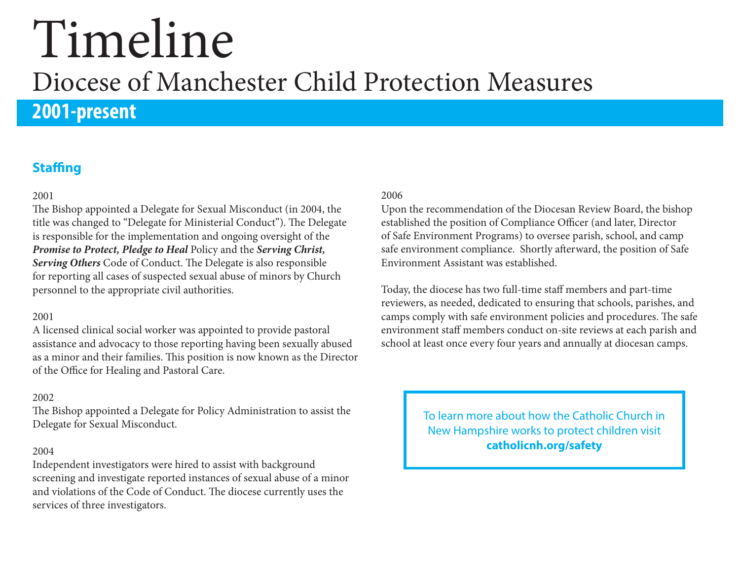# Timeline

## Diocese of Manchester Child Protection Measures

## 2001-present

### Staffing

2001

The Bishop appointed a Delegate for Sexual Misconduct (in 2004, the title was changed to "Delegate for Ministerial Conduct"). The Delegate is responsible for the implementation and ongoing oversight of the ***Promise to Protect, Pledge to Heal*** Policy and the ***Serving Christ, Serving Others*** Code of Conduct. The Delegate is also responsible for reporting all cases of suspected sexual abuse of minors by Church personnel to the appropriate civil authorities.

2001

A licensed clinical social worker was appointed to provide pastoral assistance and advocacy to those reporting having been sexually abused as a minor and their families. This position is now known as the Director of the Office for Healing and Pastoral Care.

2002

The Bishop appointed a Delegate for Policy Administration to assist the Delegate for Sexual Misconduct.

2004

Independent investigators were hired to assist with background screening and investigate reported instances of sexual abuse of a minor and violations of the Code of Conduct. The diocese currently uses the services of three investigators.

2006

Upon the recommendation of the Diocesan Review Board, the bishop established the position of Compliance Officer (and later, Director of Safe Environment Programs) to oversee parish, school, and camp safe environment compliance. Shortly afterward, the position of Safe Environment Assistant was established.

Today, the diocese has two full-time staff members and part-time reviewers, as needed, dedicated to ensuring that schools, parishes, and camps comply with safe environment policies and procedures. The safe environment staff members conduct on-site reviews at each parish and school at least once every four years and annually at diocesan camps.

To learn more about how the Catholic Church in New Hampshire works to protect children visit **catholicnh.org/safety**